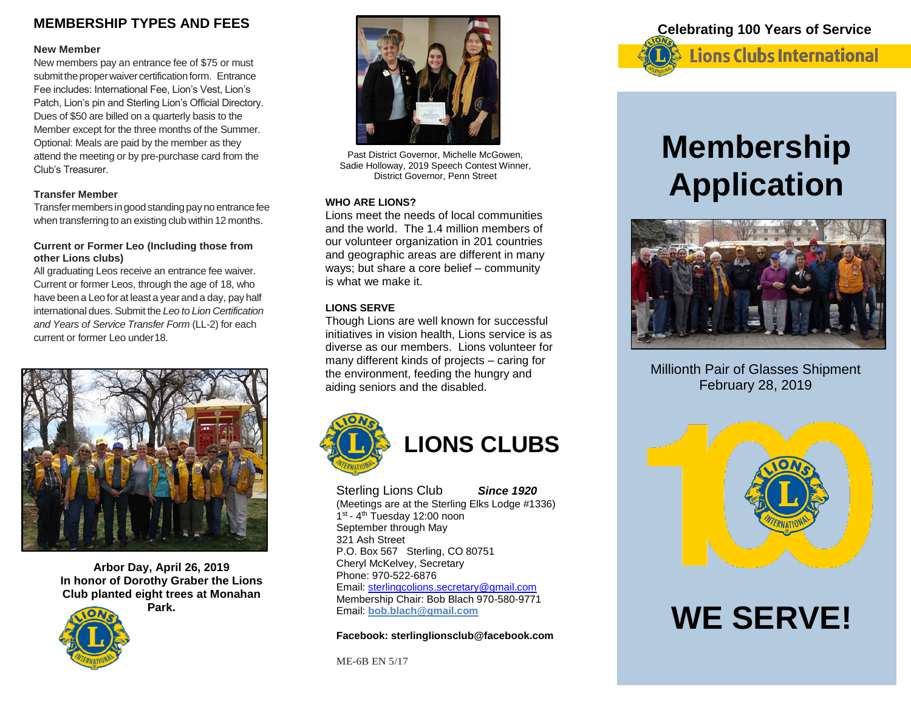## MEMBERSHIP TYPES AND FEES

### New Member

New members pay an entrance fee of $75 or must submit the proper waiver certification form. Entrance Fee includes: International Fee, Lion's Vest, Lion's Patch, Lion's pin and Sterling Lion's Official Directory. Dues of $50 are billed on a quarterly basis to the Member except for the three months of the Summer. Optional: Meals are paid by the member as they attend the meeting or by pre-purchase card from the Club's Treasurer.

### Transfer Member

Transfer members in good standing pay no entrance fee when transferring to an existing club within 12 months.

### Current or Former Leo (Including those from other Lions clubs)

All graduating Leos receive an entrance fee waiver. Current or former Leos, through the age of 18, who have been a Leo for at least a year and a day, pay half international dues. Submit the *Leo to Lion Certification and Years of Service Transfer Form* (LL-2) for each current or former Leo under 18.

**Arbor Day, April 26, 2019**
**In honor of Dorothy Graber the Lions Club planted eight trees at Monahan Park.**

Past District Governor, Michelle McGowen, Sadie Holloway, 2019 Speech Contest Winner, District Governor, Penn Street

### WHO ARE LIONS?

Lions meet the needs of local communities and the world. The 1.4 million members of our volunteer organization in 201 countries and geographic areas are different in many ways; but share a core belief – community is what we make it.

### LIONS SERVE

Though Lions are well known for successful initiatives in vision health, Lions service is as diverse as our members. Lions volunteer for many different kinds of projects – caring for the environment, feeding the hungry and aiding seniors and the disabled.

## LIONS CLUBS

Sterling Lions Club ***Since 1920***
(Meetings are at the Sterling Elks Lodge #1336)
1st - 4th Tuesday 12:00 noon
September through May
321 Ash Street
P.O. Box 567 Sterling, CO 80751
Cheryl McKelvey, Secretary
Phone: 970-522-6876
Email: sterlingcolions.secretary@gmail.com
Membership Chair: Bob Blach 970-580-9771
Email: **bob.blach@gmail.com**

**Facebook: sterlinglionsclub@facebook.com**

ME-6B EN 5/17

**Celebrating 100 Years of Service**

Lions Clubs International

# Membership Application

Millionth Pair of Glasses Shipment
February 28, 2019

# WE SERVE!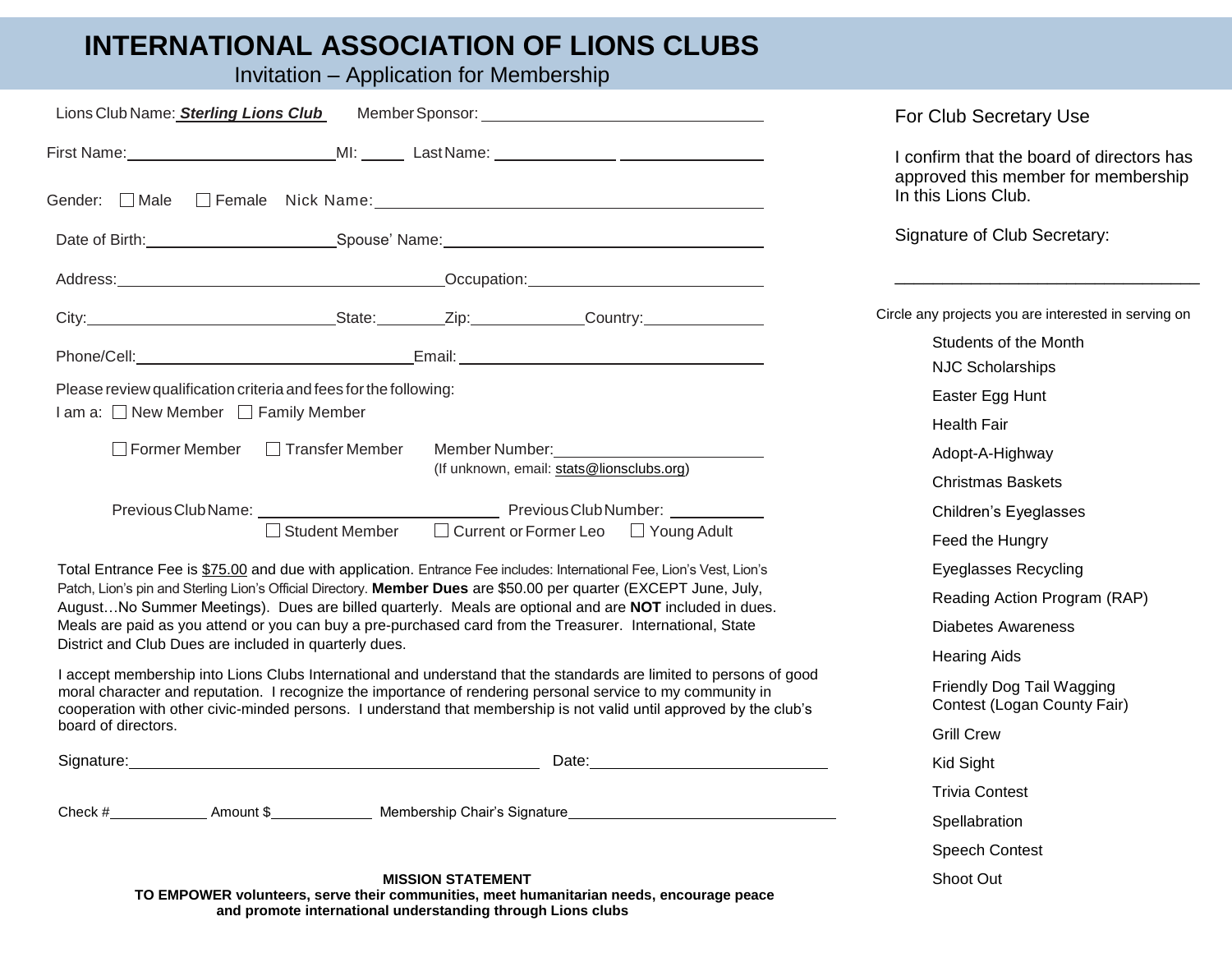# INTERNATIONAL ASSOCIATION OF LIONS CLUBS

Invitation – Application for Membership

Lions Club Name: ***Sterling Lions Club*** Member Sponsor: ______________________________

First Name: ______________________ MI: _____ Last Name: ______________ ______________

Gender: ☐ Male ☐ Female Nick Name: ________________________________________

Date of Birth: ____________________ Spouse' Name: ______________________________

Address: ____________________________________ Occupation: ________________________

City: ___________________________ State: ________ Zip: ____________ Country: _____________

Phone/Cell: ______________________________ Email: _______________________________

Please review qualification criteria and fees for the following:

I am a: ☐ New Member ☐ Family Member

☐ Former Member ☐ Transfer Member Member Number: ______________________
(If unknown, email: stats@lionsclubs.org)

Previous Club Name: ________________________ Previous Club Number: __________

☐ Student Member ☐ Current or Former Leo ☐ Young Adult

Total Entrance Fee is $75.00 and due with application. Entrance Fee includes: International Fee, Lion's Vest, Lion's Patch, Lion's pin and Sterling Lion's Official Directory. **Member Dues** are $50.00 per quarter (EXCEPT June, July, August…No Summer Meetings). Dues are billed quarterly. Meals are optional and are **NOT** included in dues. Meals are paid as you attend or you can buy a pre-purchased card from the Treasurer. International, State District and Club Dues are included in quarterly dues.

I accept membership into Lions Clubs International and understand that the standards are limited to persons of good moral character and reputation. I recognize the importance of rendering personal service to my community in cooperation with other civic-minded persons. I understand that membership is not valid until approved by the club's board of directors.

Signature: ____________________________________________ Date: __________________________

Check # ___________ Amount $ ___________ Membership Chair's Signature ______________________________

**MISSION STATEMENT**

**TO EMPOWER volunteers, serve their communities, meet humanitarian needs, encourage peace and promote international understanding through Lions clubs**

For Club Secretary Use

I confirm that the board of directors has approved this member for membership In this Lions Club.

Signature of Club Secretary:

______________________________

Circle any projects you are interested in serving on

- Students of the Month
- NJC Scholarships
- Easter Egg Hunt
- Health Fair
- Adopt-A-Highway
- Christmas Baskets
- Children's Eyeglasses
- Feed the Hungry
- Eyeglasses Recycling
- Reading Action Program (RAP)
- Diabetes Awareness
- Hearing Aids
- Friendly Dog Tail Wagging Contest (Logan County Fair)
- Grill Crew
- Kid Sight
- Trivia Contest
- Spellabration
- Speech Contest
- Shoot Out